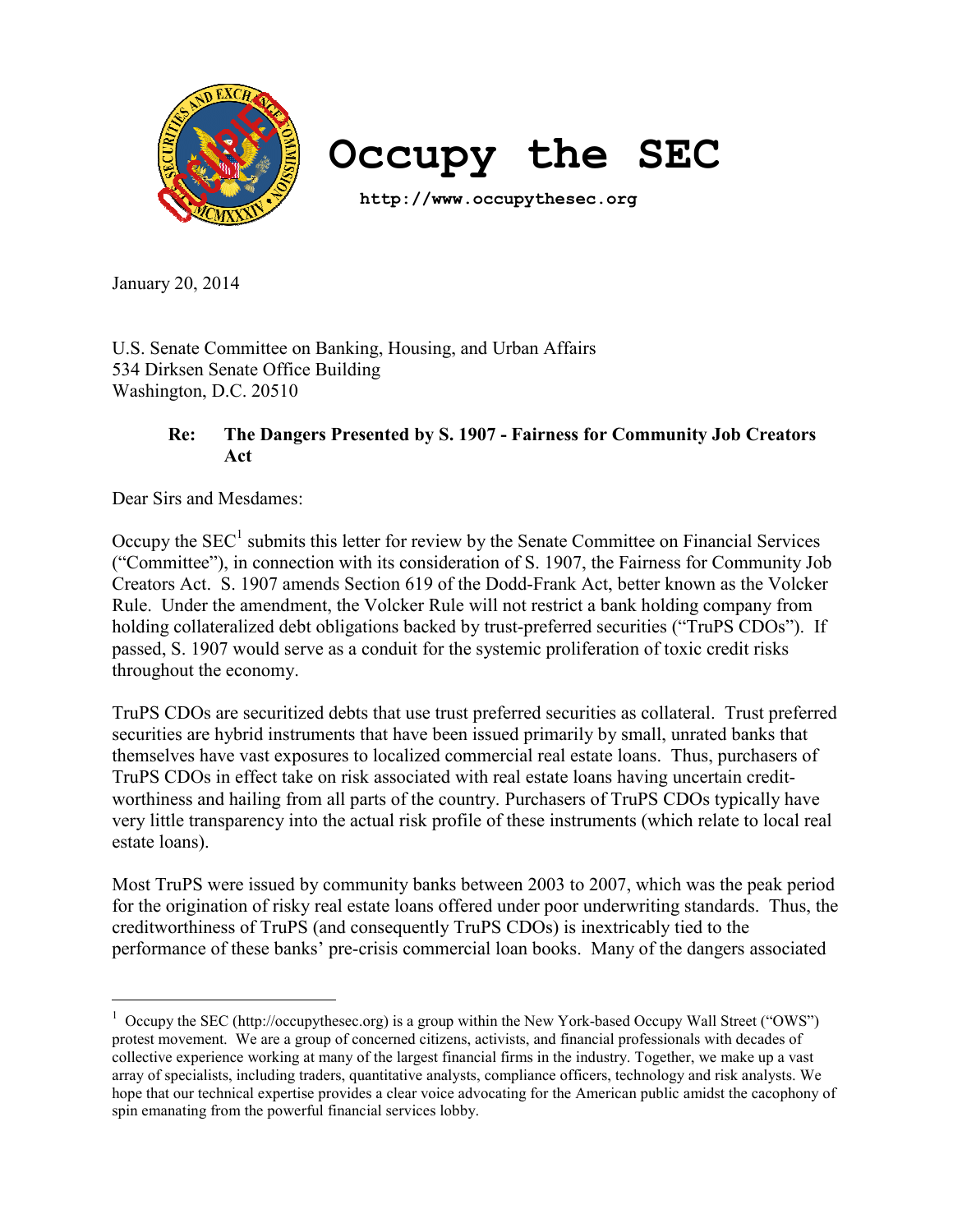# Occupy the SEC

**http://www.occupythesec.org**

January 20, 2014

U.S. Senate Committee on Banking, Housing, and Urban Affairs
534 Dirksen Senate Office Building
Washington, D.C. 20510

**Re: The Dangers Presented by S. 1907 - Fairness for Community Job Creators Act**

Dear Sirs and Mesdames:

Occupy the SEC[1] submits this letter for review by the Senate Committee on Financial Services ("Committee"), in connection with its consideration of S. 1907, the Fairness for Community Job Creators Act. S. 1907 amends Section 619 of the Dodd-Frank Act, better known as the Volcker Rule. Under the amendment, the Volcker Rule will not restrict a bank holding company from holding collateralized debt obligations backed by trust-preferred securities ("TruPS CDOs"). If passed, S. 1907 would serve as a conduit for the systemic proliferation of toxic credit risks throughout the economy.

TruPS CDOs are securitized debts that use trust preferred securities as collateral. Trust preferred securities are hybrid instruments that have been issued primarily by small, unrated banks that themselves have vast exposures to localized commercial real estate loans. Thus, purchasers of TruPS CDOs in effect take on risk associated with real estate loans having uncertain credit-worthiness and hailing from all parts of the country. Purchasers of TruPS CDOs typically have very little transparency into the actual risk profile of these instruments (which relate to local real estate loans).

Most TruPS were issued by community banks between 2003 to 2007, which was the peak period for the origination of risky real estate loans offered under poor underwriting standards. Thus, the creditworthiness of TruPS (and consequently TruPS CDOs) is inextricably tied to the performance of these banks' pre-crisis commercial loan books. Many of the dangers associated

[1] Occupy the SEC (http://occupythesec.org) is a group within the New York-based Occupy Wall Street ("OWS") protest movement. We are a group of concerned citizens, activists, and financial professionals with decades of collective experience working at many of the largest financial firms in the industry. Together, we make up a vast array of specialists, including traders, quantitative analysts, compliance officers, technology and risk analysts. We hope that our technical expertise provides a clear voice advocating for the American public amidst the cacophony of spin emanating from the powerful financial services lobby.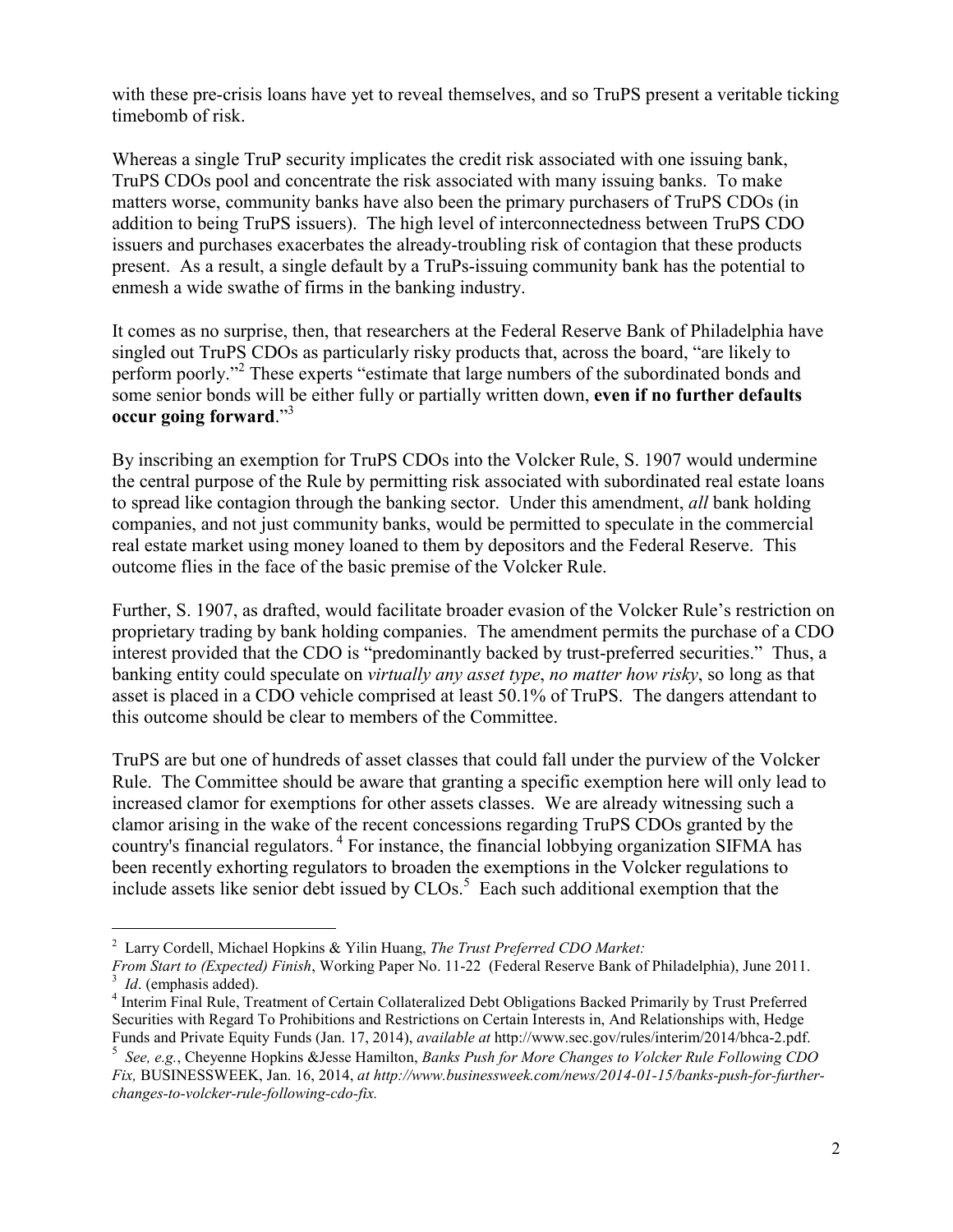with these pre-crisis loans have yet to reveal themselves, and so TruPS present a veritable ticking timebomb of risk.

Whereas a single TruP security implicates the credit risk associated with one issuing bank, TruPS CDOs pool and concentrate the risk associated with many issuing banks. To make matters worse, community banks have also been the primary purchasers of TruPS CDOs (in addition to being TruPS issuers). The high level of interconnectedness between TruPS CDO issuers and purchases exacerbates the already-troubling risk of contagion that these products present. As a result, a single default by a TruPs-issuing community bank has the potential to enmesh a wide swathe of firms in the banking industry.

It comes as no surprise, then, that researchers at the Federal Reserve Bank of Philadelphia have singled out TruPS CDOs as particularly risky products that, across the board, "are likely to perform poorly."[2] These experts "estimate that large numbers of the subordinated bonds and some senior bonds will be either fully or partially written down, **even if no further defaults occur going forward**."[3]

By inscribing an exemption for TruPS CDOs into the Volcker Rule, S. 1907 would undermine the central purpose of the Rule by permitting risk associated with subordinated real estate loans to spread like contagion through the banking sector. Under this amendment, *all* bank holding companies, and not just community banks, would be permitted to speculate in the commercial real estate market using money loaned to them by depositors and the Federal Reserve. This outcome flies in the face of the basic premise of the Volcker Rule.

Further, S. 1907, as drafted, would facilitate broader evasion of the Volcker Rule's restriction on proprietary trading by bank holding companies. The amendment permits the purchase of a CDO interest provided that the CDO is "predominantly backed by trust-preferred securities." Thus, a banking entity could speculate on *virtually any asset type*, *no matter how risky*, so long as that asset is placed in a CDO vehicle comprised at least 50.1% of TruPS. The dangers attendant to this outcome should be clear to members of the Committee.

TruPS are but one of hundreds of asset classes that could fall under the purview of the Volcker Rule. The Committee should be aware that granting a specific exemption here will only lead to increased clamor for exemptions for other assets classes. We are already witnessing such a clamor arising in the wake of the recent concessions regarding TruPS CDOs granted by the country's financial regulators.[4] For instance, the financial lobbying organization SIFMA has been recently exhorting regulators to broaden the exemptions in the Volcker regulations to include assets like senior debt issued by CLOs.[5] Each such additional exemption that the

---

[2] Larry Cordell, Michael Hopkins & Yilin Huang, *The Trust Preferred CDO Market: From Start to (Expected) Finish*, Working Paper No. 11-22 (Federal Reserve Bank of Philadelphia), June 2011.

[3] *Id*. (emphasis added).

[4] Interim Final Rule, Treatment of Certain Collateralized Debt Obligations Backed Primarily by Trust Preferred Securities with Regard To Prohibitions and Restrictions on Certain Interests in, And Relationships with, Hedge Funds and Private Equity Funds (Jan. 17, 2014), *available at* http://www.sec.gov/rules/interim/2014/bhca-2.pdf.

[5] *See, e.g.*, Cheyenne Hopkins &Jesse Hamilton, *Banks Push for More Changes to Volcker Rule Following CDO Fix,* BUSINESSWEEK, Jan. 16, 2014, *at http://www.businessweek.com/news/2014-01-15/banks-push-for-further-changes-to-volcker-rule-following-cdo-fix.*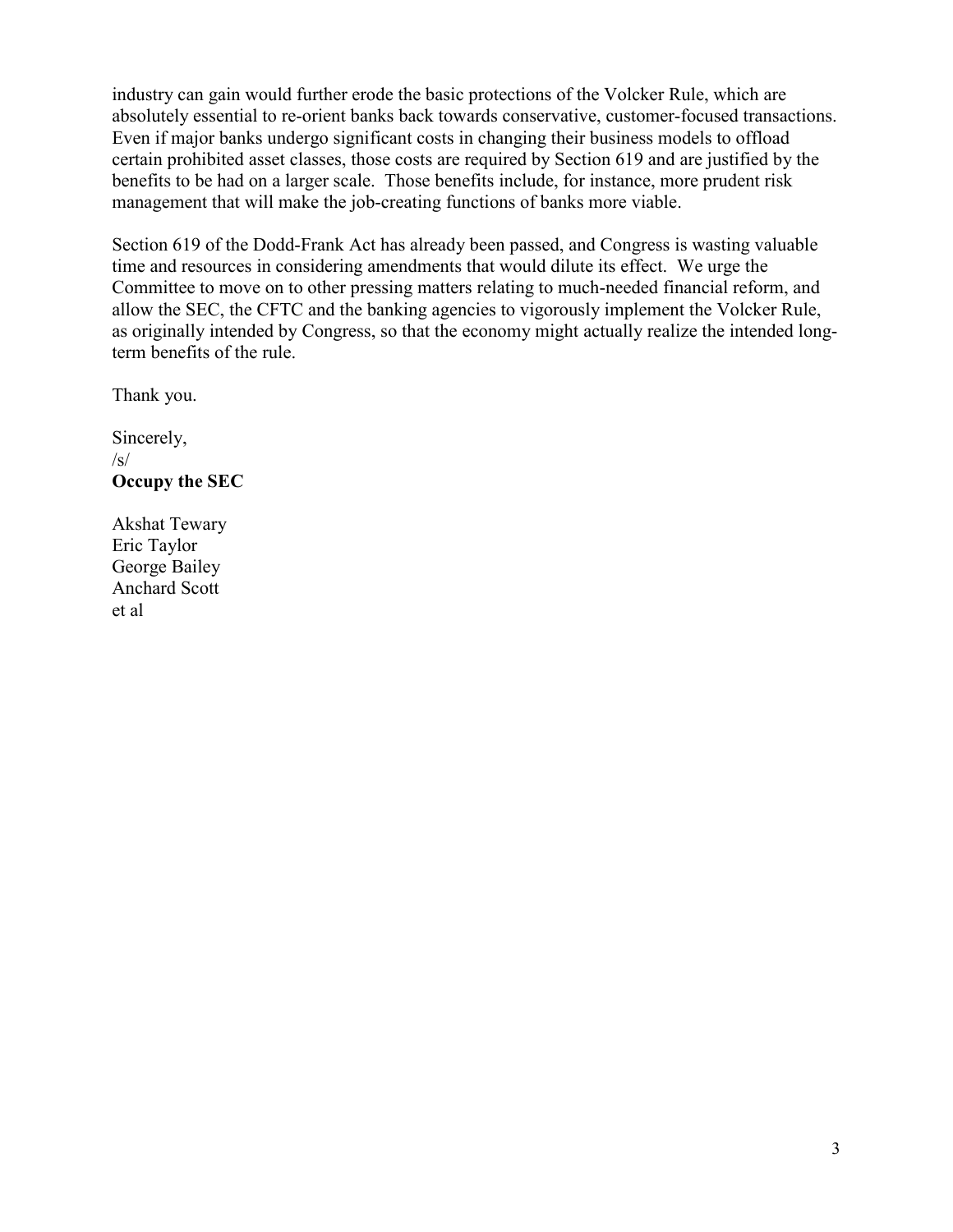industry can gain would further erode the basic protections of the Volcker Rule, which are absolutely essential to re-orient banks back towards conservative, customer-focused transactions. Even if major banks undergo significant costs in changing their business models to offload certain prohibited asset classes, those costs are required by Section 619 and are justified by the benefits to be had on a larger scale. Those benefits include, for instance, more prudent risk management that will make the job-creating functions of banks more viable.

Section 619 of the Dodd-Frank Act has already been passed, and Congress is wasting valuable time and resources in considering amendments that would dilute its effect. We urge the Committee to move on to other pressing matters relating to much-needed financial reform, and allow the SEC, the CFTC and the banking agencies to vigorously implement the Volcker Rule, as originally intended by Congress, so that the economy might actually realize the intended long-term benefits of the rule.

Thank you.

Sincerely,
/s/
**Occupy the SEC**

Akshat Tewary
Eric Taylor
George Bailey
Anchard Scott
et al